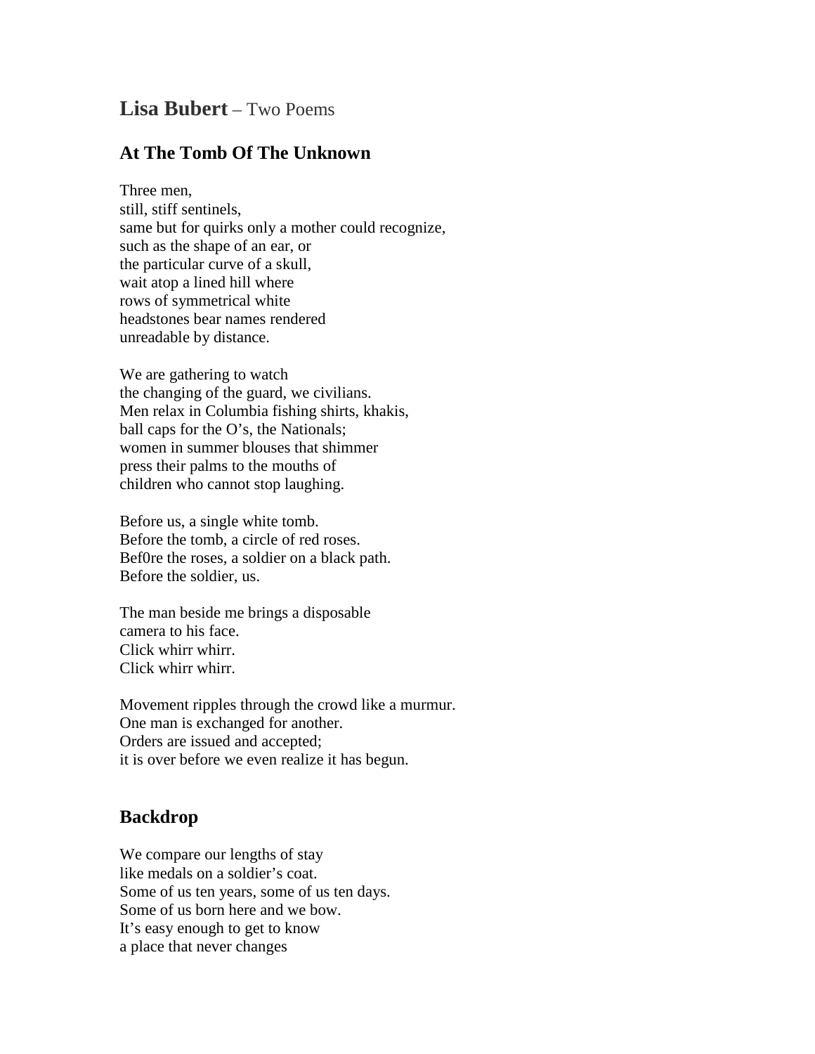# **Lisa Bubert** – Two Poems

## At The Tomb Of The Unknown

Three men,
still, stiff sentinels,
same but for quirks only a mother could recognize,
such as the shape of an ear, or
the particular curve of a skull,
wait atop a lined hill where
rows of symmetrical white
headstones bear names rendered
unreadable by distance.

We are gathering to watch
the changing of the guard, we civilians.
Men relax in Columbia fishing shirts, khakis,
ball caps for the O's, the Nationals;
women in summer blouses that shimmer
press their palms to the mouths of
children who cannot stop laughing.

Before us, a single white tomb.
Before the tomb, a circle of red roses.
Bef0re the roses, a soldier on a black path.
Before the soldier, us.

The man beside me brings a disposable
camera to his face.
Click whirr whirr.
Click whirr whirr.

Movement ripples through the crowd like a murmur.
One man is exchanged for another.
Orders are issued and accepted;
it is over before we even realize it has begun.

## Backdrop

We compare our lengths of stay
like medals on a soldier's coat.
Some of us ten years, some of us ten days.
Some of us born here and we bow.
It's easy enough to get to know
a place that never changes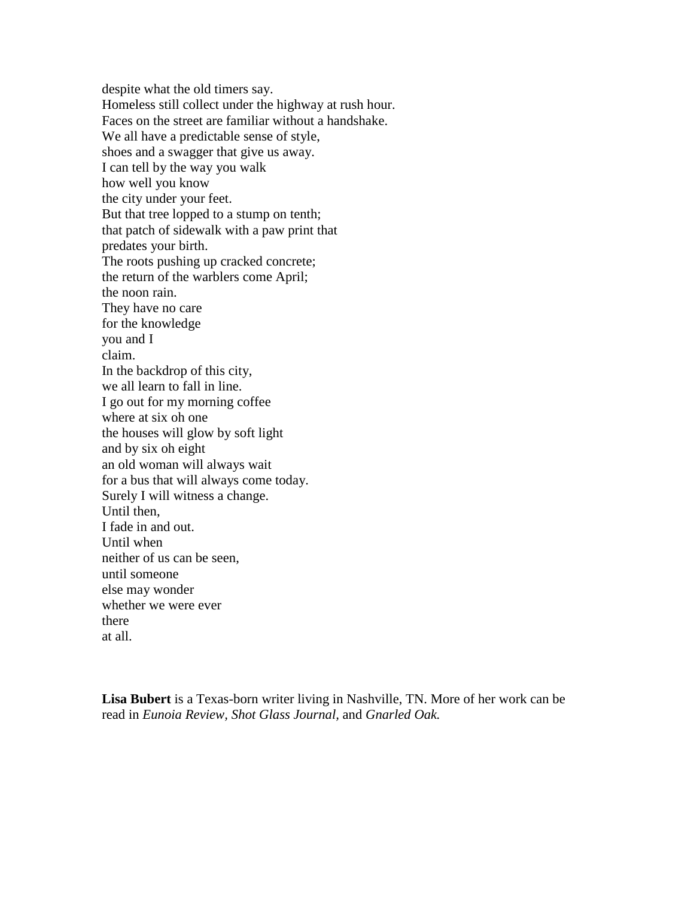despite what the old timers say.  
Homeless still collect under the highway at rush hour.  
Faces on the street are familiar without a handshake.  
We all have a predictable sense of style,  
shoes and a swagger that give us away.  
I can tell by the way you walk  
how well you know  
the city under your feet.  
But that tree lopped to a stump on tenth;  
that patch of sidewalk with a paw print that  
predates your birth.  
The roots pushing up cracked concrete;  
the return of the warblers come April;  
the noon rain.  
They have no care  
for the knowledge  
you and I  
claim.  
In the backdrop of this city,  
we all learn to fall in line.  
I go out for my morning coffee  
where at six oh one  
the houses will glow by soft light  
and by six oh eight  
an old woman will always wait  
for a bus that will always come today.  
Surely I will witness a change.  
Until then,  
I fade in and out.  
Until when  
neither of us can be seen,  
until someone  
else may wonder  
whether we were ever  
there  
at all.

**Lisa Bubert** is a Texas-born writer living in Nashville, TN. More of her work can be read in *Eunoia Review*, *Shot Glass Journal*, and *Gnarled Oak.*